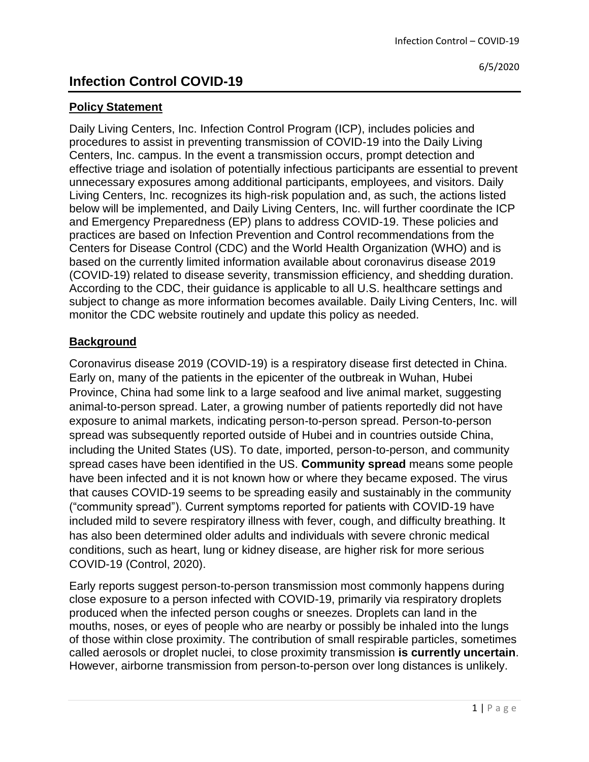6/5/2020

# Infection Control COVID-19

## Policy Statement

Daily Living Centers, Inc. Infection Control Program (ICP), includes policies and procedures to assist in preventing transmission of COVID-19 into the Daily Living Centers, Inc. campus. In the event a transmission occurs, prompt detection and effective triage and isolation of potentially infectious participants are essential to prevent unnecessary exposures among additional participants, employees, and visitors. Daily Living Centers, Inc. recognizes its high-risk population and, as such, the actions listed below will be implemented, and Daily Living Centers, Inc. will further coordinate the ICP and Emergency Preparedness (EP) plans to address COVID-19. These policies and practices are based on Infection Prevention and Control recommendations from the Centers for Disease Control (CDC) and the World Health Organization (WHO) and is based on the currently limited information available about coronavirus disease 2019 (COVID-19) related to disease severity, transmission efficiency, and shedding duration. According to the CDC, their guidance is applicable to all U.S. healthcare settings and subject to change as more information becomes available. Daily Living Centers, Inc. will monitor the CDC website routinely and update this policy as needed.

## Background

Coronavirus disease 2019 (COVID-19) is a respiratory disease first detected in China. Early on, many of the patients in the epicenter of the outbreak in Wuhan, Hubei Province, China had some link to a large seafood and live animal market, suggesting animal-to-person spread. Later, a growing number of patients reportedly did not have exposure to animal markets, indicating person-to-person spread. Person-to-person spread was subsequently reported outside of Hubei and in countries outside China, including the United States (US). To date, imported, person-to-person, and community spread cases have been identified in the US. **Community spread** means some people have been infected and it is not known how or where they became exposed. The virus that causes COVID-19 seems to be spreading easily and sustainably in the community ("community spread"). Current symptoms reported for patients with COVID-19 have included mild to severe respiratory illness with fever, cough, and difficulty breathing. It has also been determined older adults and individuals with severe chronic medical conditions, such as heart, lung or kidney disease, are higher risk for more serious COVID-19 (Control, 2020).

Early reports suggest person-to-person transmission most commonly happens during close exposure to a person infected with COVID-19, primarily via respiratory droplets produced when the infected person coughs or sneezes. Droplets can land in the mouths, noses, or eyes of people who are nearby or possibly be inhaled into the lungs of those within close proximity. The contribution of small respirable particles, sometimes called aerosols or droplet nuclei, to close proximity transmission **is currently uncertain**. However, airborne transmission from person-to-person over long distances is unlikely.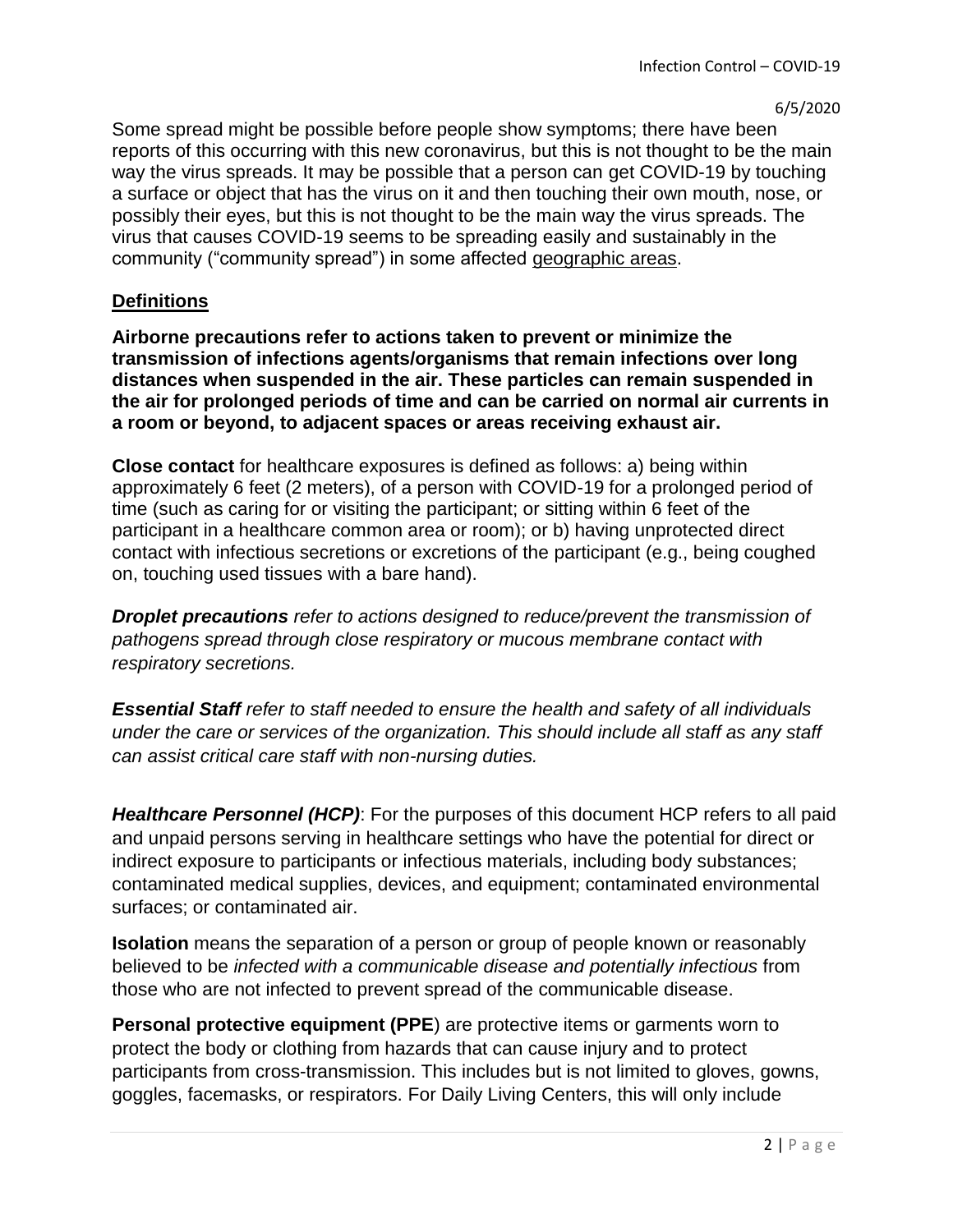Some spread might be possible before people show symptoms; there have been reports of this occurring with this new coronavirus, but this is not thought to be the main way the virus spreads. It may be possible that a person can get COVID-19 by touching a surface or object that has the virus on it and then touching their own mouth, nose, or possibly their eyes, but this is not thought to be the main way the virus spreads. The virus that causes COVID-19 seems to be spreading easily and sustainably in the community ("community spread") in some affected geographic areas.

## Definitions

**Airborne precautions refer to actions taken to prevent or minimize the transmission of infections agents/organisms that remain infections over long distances when suspended in the air. These particles can remain suspended in the air for prolonged periods of time and can be carried on normal air currents in a room or beyond, to adjacent spaces or areas receiving exhaust air.**

**Close contact** for healthcare exposures is defined as follows: a) being within approximately 6 feet (2 meters), of a person with COVID-19 for a prolonged period of time (such as caring for or visiting the participant; or sitting within 6 feet of the participant in a healthcare common area or room); or b) having unprotected direct contact with infectious secretions or excretions of the participant (e.g., being coughed on, touching used tissues with a bare hand).

***Droplet precautions*** *refer to actions designed to reduce/prevent the transmission of pathogens spread through close respiratory or mucous membrane contact with respiratory secretions.*

***Essential Staff*** *refer to staff needed to ensure the health and safety of all individuals under the care or services of the organization. This should include all staff as any staff can assist critical care staff with non-nursing duties.*

***Healthcare Personnel (HCP)***: For the purposes of this document HCP refers to all paid and unpaid persons serving in healthcare settings who have the potential for direct or indirect exposure to participants or infectious materials, including body substances; contaminated medical supplies, devices, and equipment; contaminated environmental surfaces; or contaminated air.

**Isolation** means the separation of a person or group of people known or reasonably believed to be *infected with a communicable disease and potentially infectious* from those who are not infected to prevent spread of the communicable disease.

**Personal protective equipment (PPE**) are protective items or garments worn to protect the body or clothing from hazards that can cause injury and to protect participants from cross-transmission. This includes but is not limited to gloves, gowns, goggles, facemasks, or respirators. For Daily Living Centers, this will only include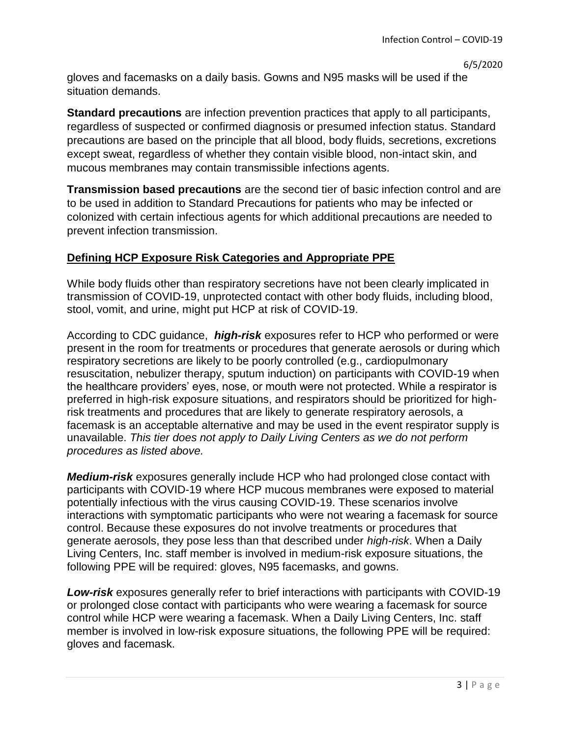gloves and facemasks on a daily basis. Gowns and N95 masks will be used if the situation demands.

**Standard precautions** are infection prevention practices that apply to all participants, regardless of suspected or confirmed diagnosis or presumed infection status. Standard precautions are based on the principle that all blood, body fluids, secretions, excretions except sweat, regardless of whether they contain visible blood, non-intact skin, and mucous membranes may contain transmissible infections agents.

**Transmission based precautions** are the second tier of basic infection control and are to be used in addition to Standard Precautions for patients who may be infected or colonized with certain infectious agents for which additional precautions are needed to prevent infection transmission.

## Defining HCP Exposure Risk Categories and Appropriate PPE

While body fluids other than respiratory secretions have not been clearly implicated in transmission of COVID-19, unprotected contact with other body fluids, including blood, stool, vomit, and urine, might put HCP at risk of COVID-19.

According to CDC guidance, ***high-risk*** exposures refer to HCP who performed or were present in the room for treatments or procedures that generate aerosols or during which respiratory secretions are likely to be poorly controlled (e.g., cardiopulmonary resuscitation, nebulizer therapy, sputum induction) on participants with COVID-19 when the healthcare providers' eyes, nose, or mouth were not protected. While a respirator is preferred in high-risk exposure situations, and respirators should be prioritized for high-risk treatments and procedures that are likely to generate respiratory aerosols, a facemask is an acceptable alternative and may be used in the event respirator supply is unavailable. *This tier does not apply to Daily Living Centers as we do not perform procedures as listed above.*

***Medium-risk*** exposures generally include HCP who had prolonged close contact with participants with COVID-19 where HCP mucous membranes were exposed to material potentially infectious with the virus causing COVID-19. These scenarios involve interactions with symptomatic participants who were not wearing a facemask for source control. Because these exposures do not involve treatments or procedures that generate aerosols, they pose less than that described under *high-risk*. When a Daily Living Centers, Inc. staff member is involved in medium-risk exposure situations, the following PPE will be required: gloves, N95 facemasks, and gowns.

***Low-risk*** exposures generally refer to brief interactions with participants with COVID-19 or prolonged close contact with participants who were wearing a facemask for source control while HCP were wearing a facemask. When a Daily Living Centers, Inc. staff member is involved in low-risk exposure situations, the following PPE will be required: gloves and facemask.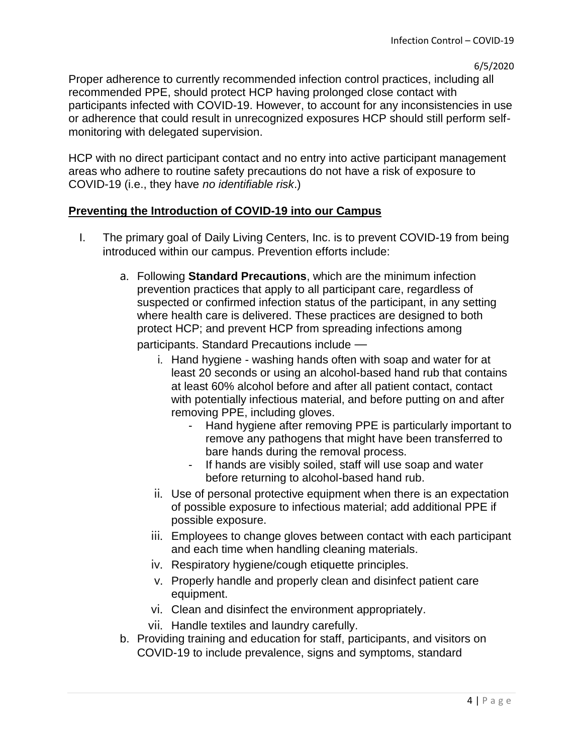Proper adherence to currently recommended infection control practices, including all recommended PPE, should protect HCP having prolonged close contact with participants infected with COVID-19. However, to account for any inconsistencies in use or adherence that could result in unrecognized exposures HCP should still perform self-monitoring with delegated supervision.

HCP with no direct participant contact and no entry into active participant management areas who adhere to routine safety precautions do not have a risk of exposure to COVID-19 (i.e., they have *no identifiable risk*.)

**Preventing the Introduction of COVID-19 into our Campus**

I. The primary goal of Daily Living Centers, Inc. is to prevent COVID-19 from being introduced within our campus. Prevention efforts include:

   a. Following **Standard Precautions**, which are the minimum infection prevention practices that apply to all participant care, regardless of suspected or confirmed infection status of the participant, in any setting where health care is delivered. These practices are designed to both protect HCP; and prevent HCP from spreading infections among participants. Standard Precautions include —

      i. Hand hygiene - washing hands often with soap and water for at least 20 seconds or using an alcohol-based hand rub that contains at least 60% alcohol before and after all patient contact, contact with potentially infectious material, and before putting on and after removing PPE, including gloves.
         - Hand hygiene after removing PPE is particularly important to remove any pathogens that might have been transferred to bare hands during the removal process.
         - If hands are visibly soiled, staff will use soap and water before returning to alcohol-based hand rub.

      ii. Use of personal protective equipment when there is an expectation of possible exposure to infectious material; add additional PPE if possible exposure.

      iii. Employees to change gloves between contact with each participant and each time when handling cleaning materials.

      iv. Respiratory hygiene/cough etiquette principles.

      v. Properly handle and properly clean and disinfect patient care equipment.

      vi. Clean and disinfect the environment appropriately.

      vii. Handle textiles and laundry carefully.

   b. Providing training and education for staff, participants, and visitors on COVID-19 to include prevalence, signs and symptoms, standard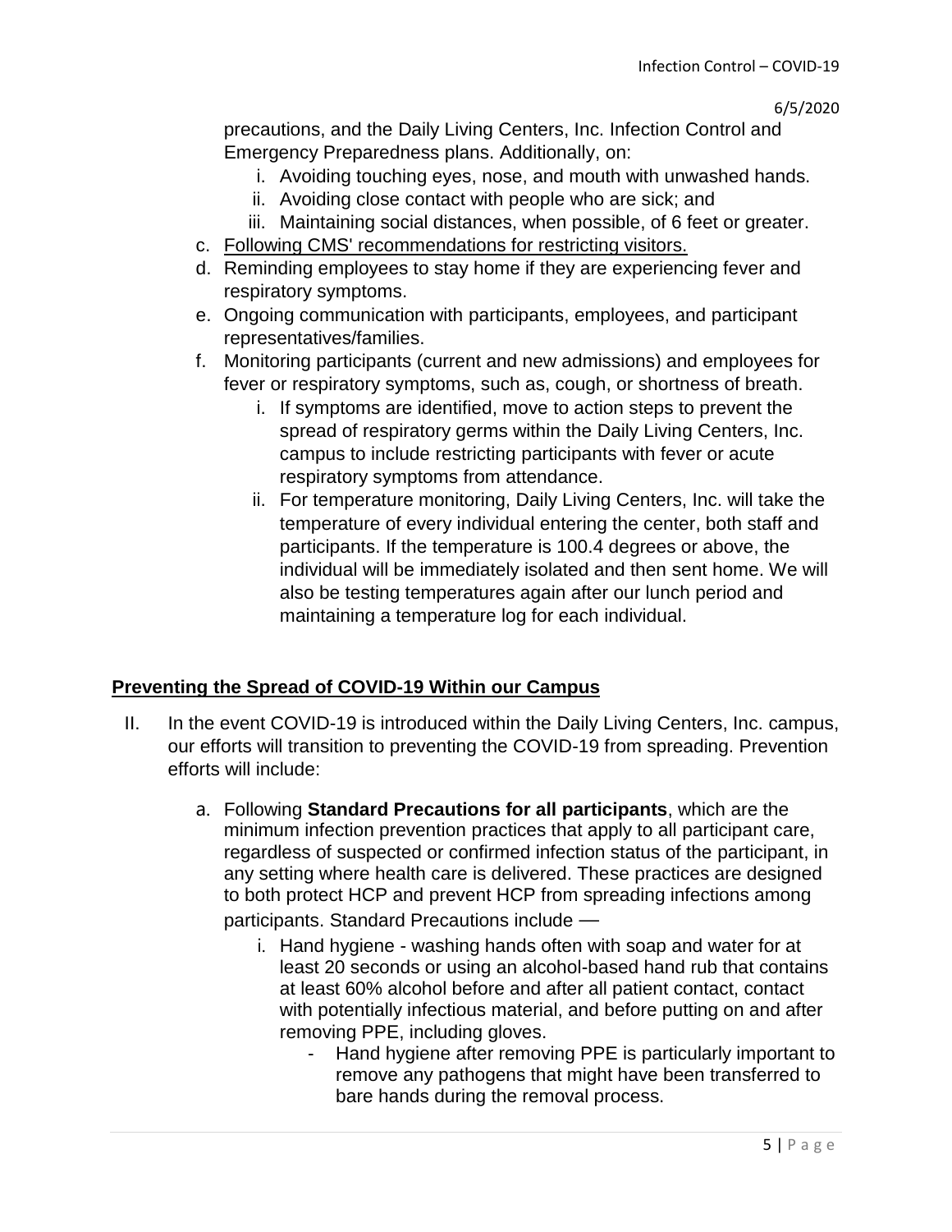precautions, and the Daily Living Centers, Inc. Infection Control and Emergency Preparedness plans. Additionally, on:

   i. Avoiding touching eyes, nose, and mouth with unwashed hands.
   ii. Avoiding close contact with people who are sick; and
   iii. Maintaining social distances, when possible, of 6 feet or greater.

c. Following CMS' recommendations for restricting visitors.

d. Reminding employees to stay home if they are experiencing fever and respiratory symptoms.

e. Ongoing communication with participants, employees, and participant representatives/families.

f. Monitoring participants (current and new admissions) and employees for fever or respiratory symptoms, such as, cough, or shortness of breath.

   i. If symptoms are identified, move to action steps to prevent the spread of respiratory germs within the Daily Living Centers, Inc. campus to include restricting participants with fever or acute respiratory symptoms from attendance.
   ii. For temperature monitoring, Daily Living Centers, Inc. will take the temperature of every individual entering the center, both staff and participants. If the temperature is 100.4 degrees or above, the individual will be immediately isolated and then sent home. We will also be testing temperatures again after our lunch period and maintaining a temperature log for each individual.

## Preventing the Spread of COVID-19 Within our Campus

II. In the event COVID-19 is introduced within the Daily Living Centers, Inc. campus, our efforts will transition to preventing the COVID-19 from spreading. Prevention efforts will include:

   a. Following **Standard Precautions for all participants**, which are the minimum infection prevention practices that apply to all participant care, regardless of suspected or confirmed infection status of the participant, in any setting where health care is delivered. These practices are designed to both protect HCP and prevent HCP from spreading infections among participants. Standard Precautions include —

      i. Hand hygiene - washing hands often with soap and water for at least 20 seconds or using an alcohol-based hand rub that contains at least 60% alcohol before and after all patient contact, contact with potentially infectious material, and before putting on and after removing PPE, including gloves.
         - Hand hygiene after removing PPE is particularly important to remove any pathogens that might have been transferred to bare hands during the removal process.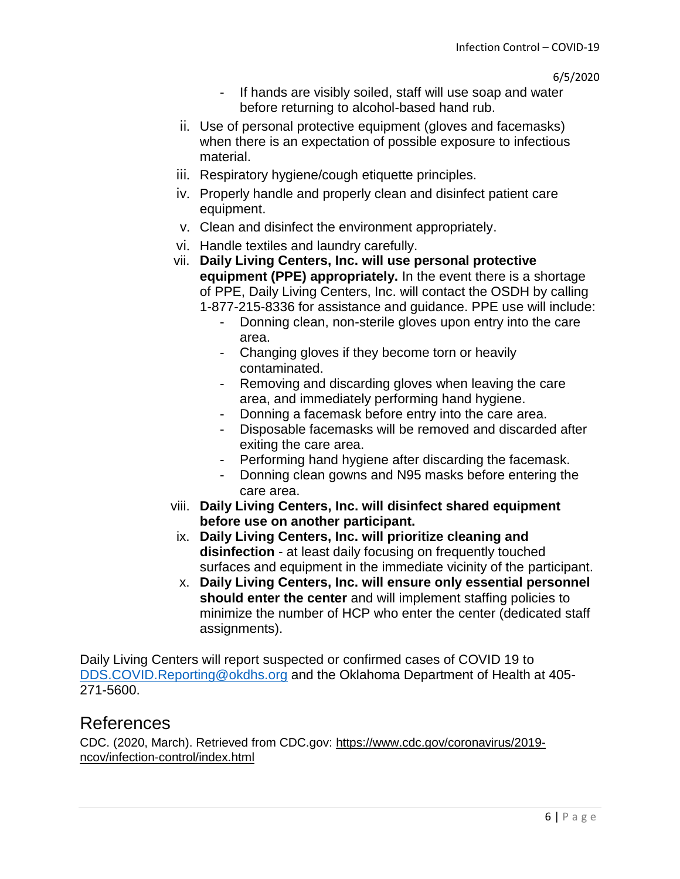- If hands are visibly soiled, staff will use soap and water before returning to alcohol-based hand rub.

ii. Use of personal protective equipment (gloves and facemasks) when there is an expectation of possible exposure to infectious material.

iii. Respiratory hygiene/cough etiquette principles.

iv. Properly handle and properly clean and disinfect patient care equipment.

v. Clean and disinfect the environment appropriately.

vi. Handle textiles and laundry carefully.

vii. **Daily Living Centers, Inc. will use personal protective equipment (PPE) appropriately.** In the event there is a shortage of PPE, Daily Living Centers, Inc. will contact the OSDH by calling 1-877-215-8336 for assistance and guidance. PPE use will include:
  - Donning clean, non-sterile gloves upon entry into the care area.
  - Changing gloves if they become torn or heavily contaminated.
  - Removing and discarding gloves when leaving the care area, and immediately performing hand hygiene.
  - Donning a facemask before entry into the care area.
  - Disposable facemasks will be removed and discarded after exiting the care area.
  - Performing hand hygiene after discarding the facemask.
  - Donning clean gowns and N95 masks before entering the care area.

viii. **Daily Living Centers, Inc. will disinfect shared equipment before use on another participant.**

ix. **Daily Living Centers, Inc. will prioritize cleaning and disinfection** - at least daily focusing on frequently touched surfaces and equipment in the immediate vicinity of the participant.

x. **Daily Living Centers, Inc. will ensure only essential personnel should enter the center** and will implement staffing policies to minimize the number of HCP who enter the center (dedicated staff assignments).

Daily Living Centers will report suspected or confirmed cases of COVID 19 to DDS.COVID.Reporting@okdhs.org and the Oklahoma Department of Health at 405-271-5600.

# References

CDC. (2020, March). Retrieved from CDC.gov: https://www.cdc.gov/coronavirus/2019-ncov/infection-control/index.html